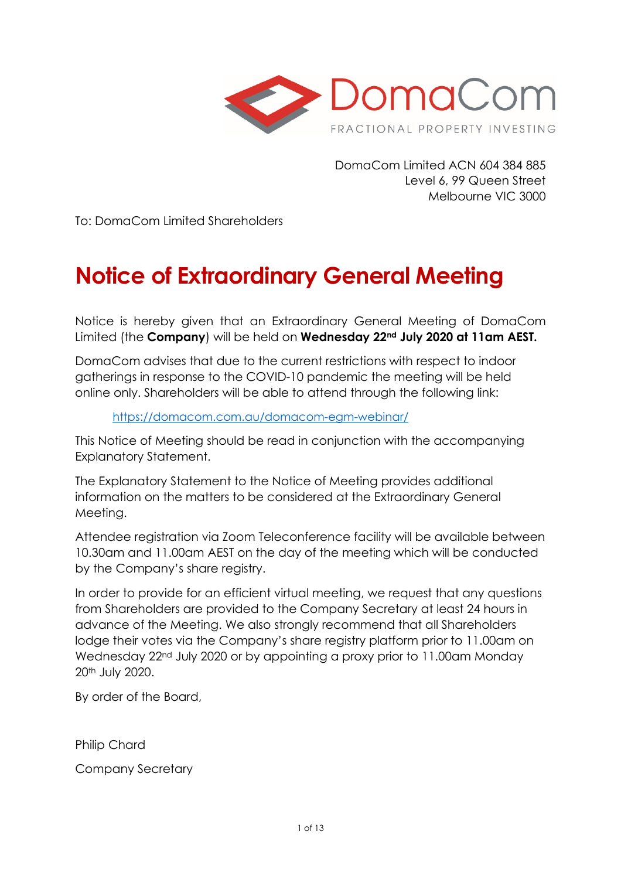DomaCom Limited ACN 604 384 885
Level 6, 99 Queen Street
Melbourne VIC 3000

To: DomaCom Limited Shareholders

# Notice of Extraordinary General Meeting

Notice is hereby given that an Extraordinary General Meeting of DomaCom Limited (the **Company**) will be held on **Wednesday 22nd July 2020 at 11am AEST.**

DomaCom advises that due to the current restrictions with respect to indoor gatherings in response to the COVID-10 pandemic the meeting will be held online only. Shareholders will be able to attend through the following link:

https://domacom.com.au/domacom-egm-webinar/

This Notice of Meeting should be read in conjunction with the accompanying Explanatory Statement.

The Explanatory Statement to the Notice of Meeting provides additional information on the matters to be considered at the Extraordinary General Meeting.

Attendee registration via Zoom Teleconference facility will be available between 10.30am and 11.00am AEST on the day of the meeting which will be conducted by the Company's share registry.

In order to provide for an efficient virtual meeting, we request that any questions from Shareholders are provided to the Company Secretary at least 24 hours in advance of the Meeting. We also strongly recommend that all Shareholders lodge their votes via the Company's share registry platform prior to 11.00am on Wednesday 22nd July 2020 or by appointing a proxy prior to 11.00am Monday 20th July 2020.

By order of the Board,

Philip Chard

Company Secretary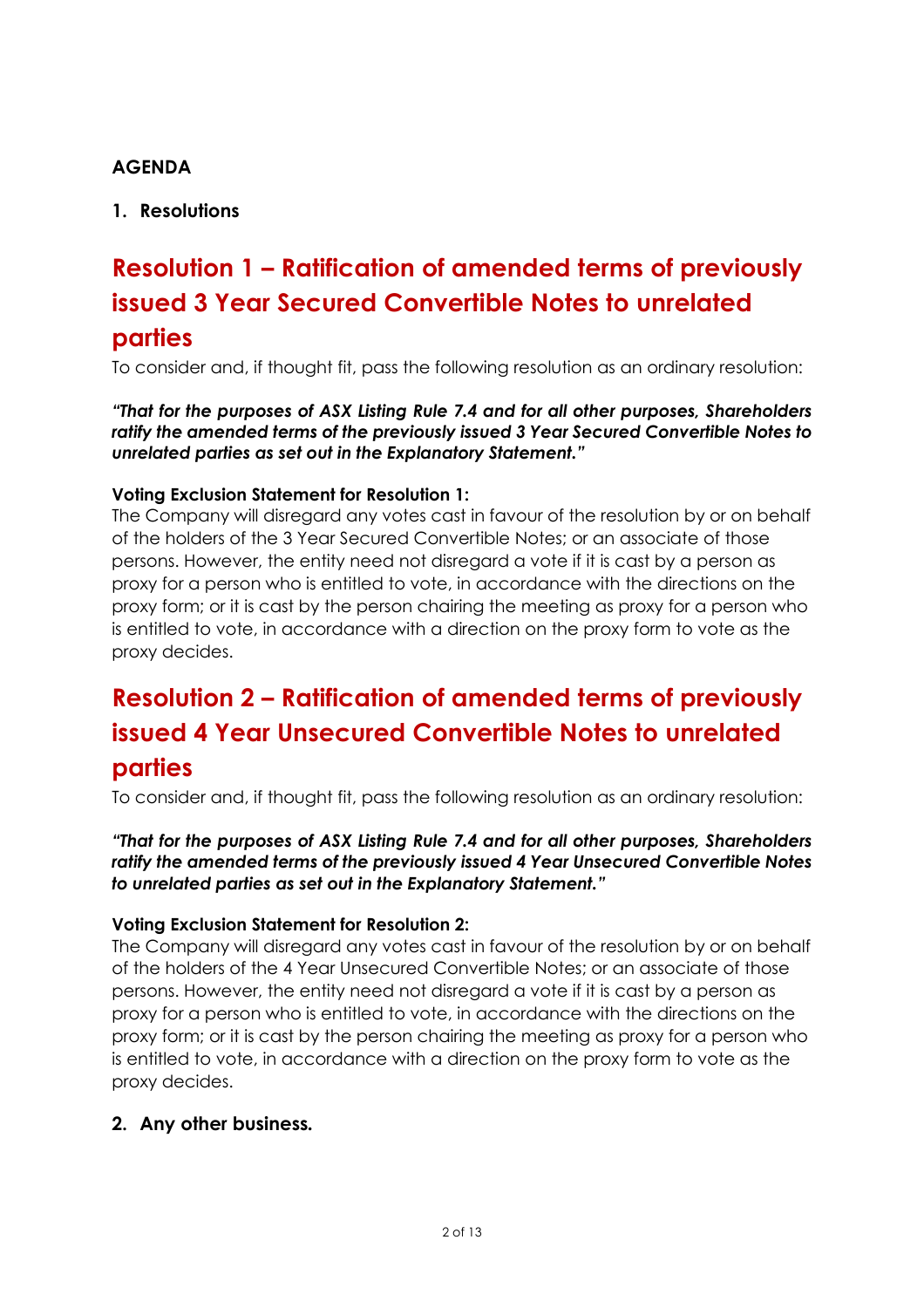**AGENDA**

**1. Resolutions**

## Resolution 1 – Ratification of amended terms of previously issued 3 Year Secured Convertible Notes to unrelated parties

To consider and, if thought fit, pass the following resolution as an ordinary resolution:

***"That for the purposes of ASX Listing Rule 7.4 and for all other purposes, Shareholders ratify the amended terms of the previously issued 3 Year Secured Convertible Notes to unrelated parties as set out in the Explanatory Statement."***

**Voting Exclusion Statement for Resolution 1:**

The Company will disregard any votes cast in favour of the resolution by or on behalf of the holders of the 3 Year Secured Convertible Notes; or an associate of those persons. However, the entity need not disregard a vote if it is cast by a person as proxy for a person who is entitled to vote, in accordance with the directions on the proxy form; or it is cast by the person chairing the meeting as proxy for a person who is entitled to vote, in accordance with a direction on the proxy form to vote as the proxy decides.

## Resolution 2 – Ratification of amended terms of previously issued 4 Year Unsecured Convertible Notes to unrelated parties

To consider and, if thought fit, pass the following resolution as an ordinary resolution:

***"That for the purposes of ASX Listing Rule 7.4 and for all other purposes, Shareholders ratify the amended terms of the previously issued 4 Year Unsecured Convertible Notes to unrelated parties as set out in the Explanatory Statement."***

**Voting Exclusion Statement for Resolution 2:**

The Company will disregard any votes cast in favour of the resolution by or on behalf of the holders of the 4 Year Unsecured Convertible Notes; or an associate of those persons. However, the entity need not disregard a vote if it is cast by a person as proxy for a person who is entitled to vote, in accordance with the directions on the proxy form; or it is cast by the person chairing the meeting as proxy for a person who is entitled to vote, in accordance with a direction on the proxy form to vote as the proxy decides.

**2. Any other business.**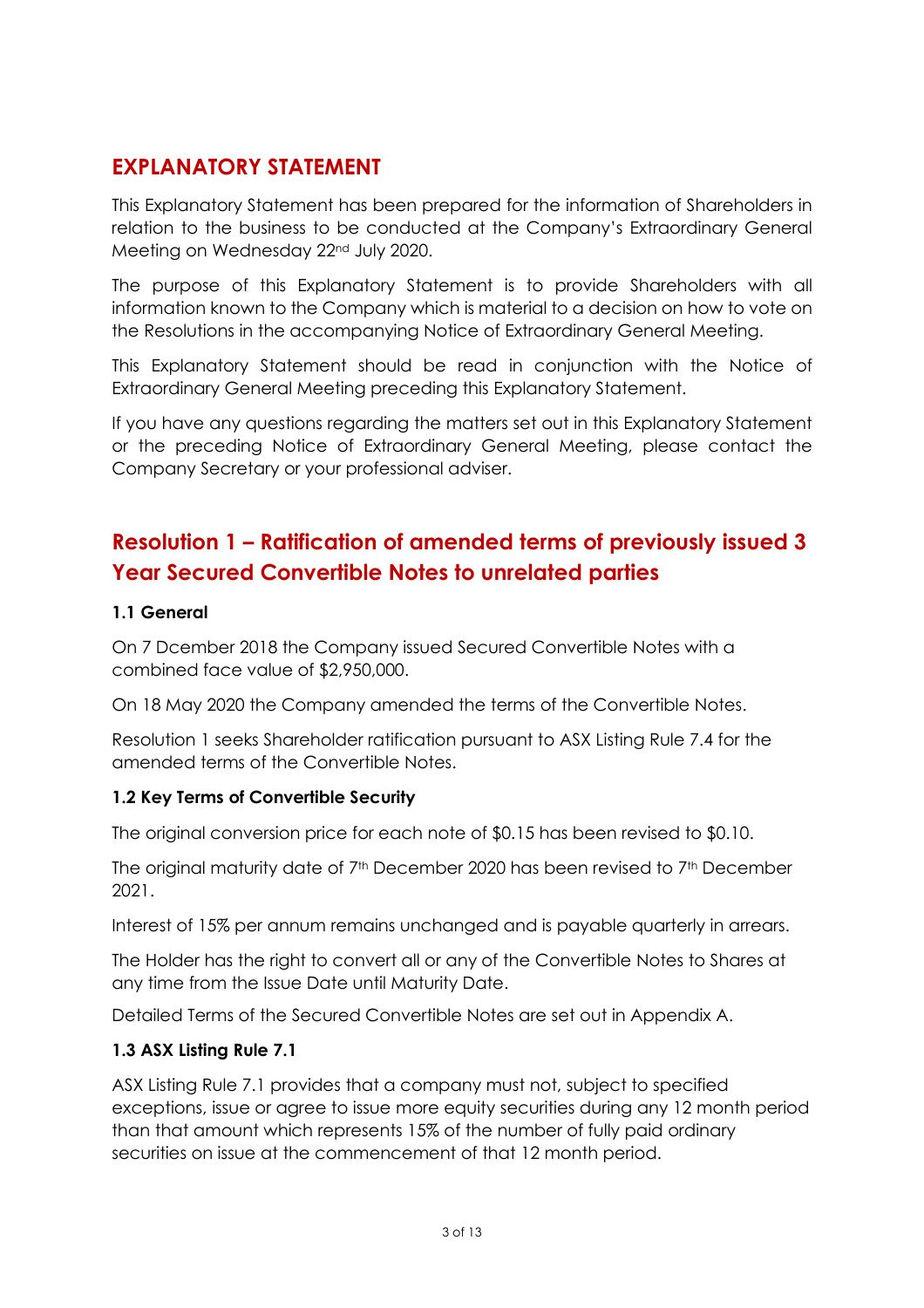# EXPLANATORY STATEMENT

This Explanatory Statement has been prepared for the information of Shareholders in relation to the business to be conducted at the Company's Extraordinary General Meeting on Wednesday 22nd July 2020.

The purpose of this Explanatory Statement is to provide Shareholders with all information known to the Company which is material to a decision on how to vote on the Resolutions in the accompanying Notice of Extraordinary General Meeting.

This Explanatory Statement should be read in conjunction with the Notice of Extraordinary General Meeting preceding this Explanatory Statement.

If you have any questions regarding the matters set out in this Explanatory Statement or the preceding Notice of Extraordinary General Meeting, please contact the Company Secretary or your professional adviser.

## Resolution 1 – Ratification of amended terms of previously issued 3 Year Secured Convertible Notes to unrelated parties

### 1.1 General

On 7 Dcember 2018 the Company issued Secured Convertible Notes with a combined face value of $2,950,000.

On 18 May 2020 the Company amended the terms of the Convertible Notes.

Resolution 1 seeks Shareholder ratification pursuant to ASX Listing Rule 7.4 for the amended terms of the Convertible Notes.

### 1.2 Key Terms of Convertible Security

The original conversion price for each note of $0.15 has been revised to $0.10.

The original maturity date of 7th December 2020 has been revised to 7th December 2021.

Interest of 15% per annum remains unchanged and is payable quarterly in arrears.

The Holder has the right to convert all or any of the Convertible Notes to Shares at any time from the Issue Date until Maturity Date.

Detailed Terms of the Secured Convertible Notes are set out in Appendix A.

### 1.3 ASX Listing Rule 7.1

ASX Listing Rule 7.1 provides that a company must not, subject to specified exceptions, issue or agree to issue more equity securities during any 12 month period than that amount which represents 15% of the number of fully paid ordinary securities on issue at the commencement of that 12 month period.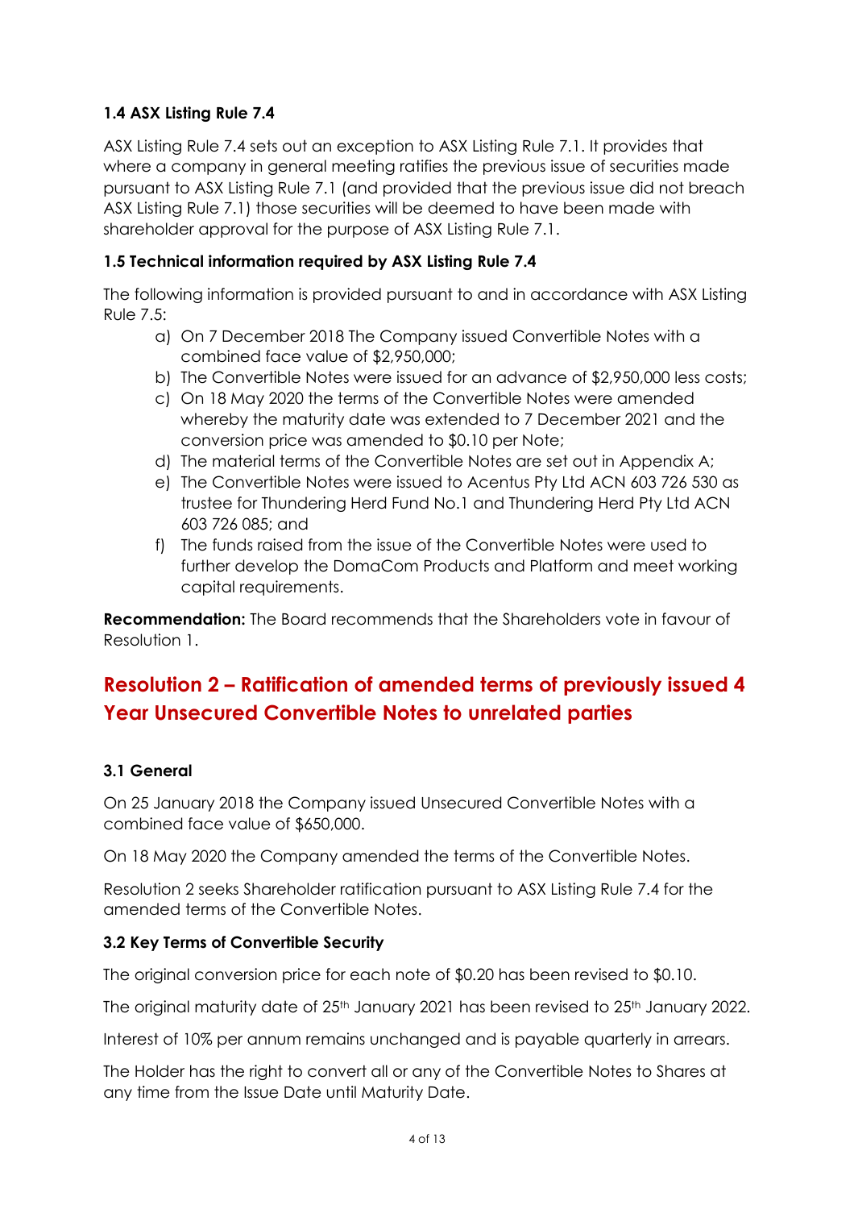### 1.4 ASX Listing Rule 7.4

ASX Listing Rule 7.4 sets out an exception to ASX Listing Rule 7.1. It provides that where a company in general meeting ratifies the previous issue of securities made pursuant to ASX Listing Rule 7.1 (and provided that the previous issue did not breach ASX Listing Rule 7.1) those securities will be deemed to have been made with shareholder approval for the purpose of ASX Listing Rule 7.1.

### 1.5 Technical information required by ASX Listing Rule 7.4

The following information is provided pursuant to and in accordance with ASX Listing Rule 7.5:

a) On 7 December 2018 The Company issued Convertible Notes with a combined face value of $2,950,000;
b) The Convertible Notes were issued for an advance of $2,950,000 less costs;
c) On 18 May 2020 the terms of the Convertible Notes were amended whereby the maturity date was extended to 7 December 2021 and the conversion price was amended to $0.10 per Note;
d) The material terms of the Convertible Notes are set out in Appendix A;
e) The Convertible Notes were issued to Acentus Pty Ltd ACN 603 726 530 as trustee for Thundering Herd Fund No.1 and Thundering Herd Pty Ltd ACN 603 726 085; and
f) The funds raised from the issue of the Convertible Notes were used to further develop the DomaCom Products and Platform and meet working capital requirements.

**Recommendation:** The Board recommends that the Shareholders vote in favour of Resolution 1.

## Resolution 2 – Ratification of amended terms of previously issued 4 Year Unsecured Convertible Notes to unrelated parties

### 3.1 General

On 25 January 2018 the Company issued Unsecured Convertible Notes with a combined face value of $650,000.

On 18 May 2020 the Company amended the terms of the Convertible Notes.

Resolution 2 seeks Shareholder ratification pursuant to ASX Listing Rule 7.4 for the amended terms of the Convertible Notes.

### 3.2 Key Terms of Convertible Security

The original conversion price for each note of $0.20 has been revised to $0.10.

The original maturity date of 25th January 2021 has been revised to 25th January 2022.

Interest of 10% per annum remains unchanged and is payable quarterly in arrears.

The Holder has the right to convert all or any of the Convertible Notes to Shares at any time from the Issue Date until Maturity Date.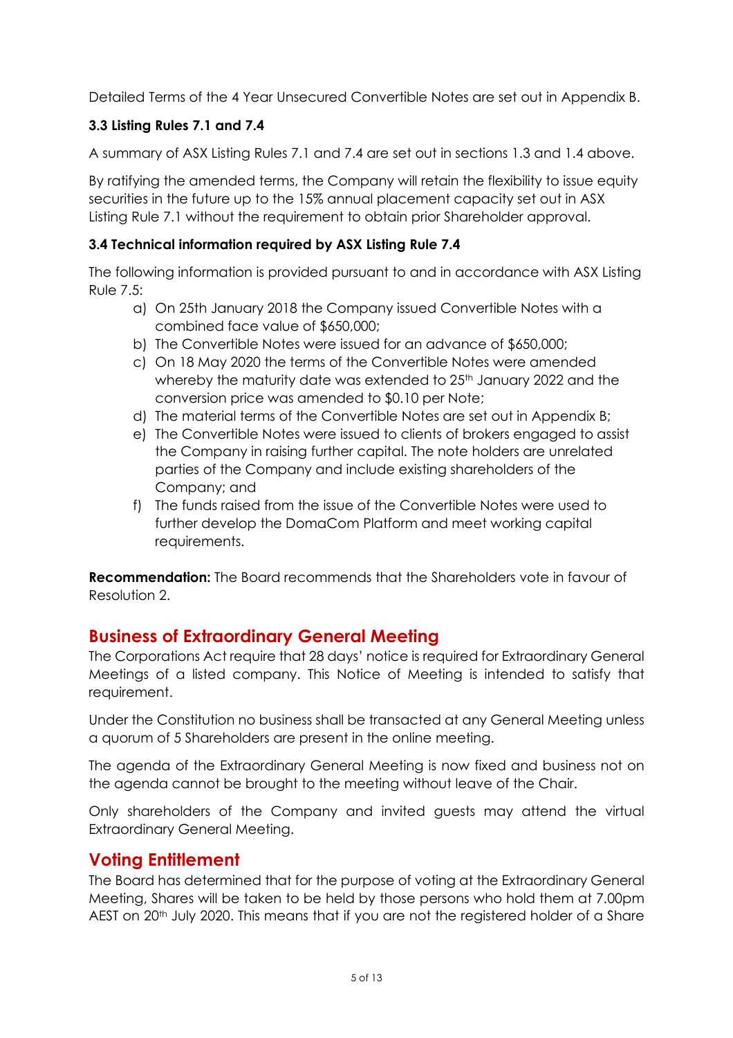Detailed Terms of the 4 Year Unsecured Convertible Notes are set out in Appendix B.

### 3.3 Listing Rules 7.1 and 7.4

A summary of ASX Listing Rules 7.1 and 7.4 are set out in sections 1.3 and 1.4 above.

By ratifying the amended terms, the Company will retain the flexibility to issue equity securities in the future up to the 15% annual placement capacity set out in ASX Listing Rule 7.1 without the requirement to obtain prior Shareholder approval.

### 3.4 Technical information required by ASX Listing Rule 7.4

The following information is provided pursuant to and in accordance with ASX Listing Rule 7.5:

a) On 25th January 2018 the Company issued Convertible Notes with a combined face value of $650,000;

b) The Convertible Notes were issued for an advance of $650,000;

c) On 18 May 2020 the terms of the Convertible Notes were amended whereby the maturity date was extended to 25th January 2022 and the conversion price was amended to $0.10 per Note;

d) The material terms of the Convertible Notes are set out in Appendix B;

e) The Convertible Notes were issued to clients of brokers engaged to assist the Company in raising further capital. The note holders are unrelated parties of the Company and include existing shareholders of the Company; and

f) The funds raised from the issue of the Convertible Notes were used to further develop the DomaCom Platform and meet working capital requirements.

**Recommendation:** The Board recommends that the Shareholders vote in favour of Resolution 2.

## Business of Extraordinary General Meeting

The Corporations Act require that 28 days' notice is required for Extraordinary General Meetings of a listed company. This Notice of Meeting is intended to satisfy that requirement.

Under the Constitution no business shall be transacted at any General Meeting unless a quorum of 5 Shareholders are present in the online meeting.

The agenda of the Extraordinary General Meeting is now fixed and business not on the agenda cannot be brought to the meeting without leave of the Chair.

Only shareholders of the Company and invited guests may attend the virtual Extraordinary General Meeting.

## Voting Entitlement

The Board has determined that for the purpose of voting at the Extraordinary General Meeting, Shares will be taken to be held by those persons who hold them at 7.00pm AEST on 20th July 2020. This means that if you are not the registered holder of a Share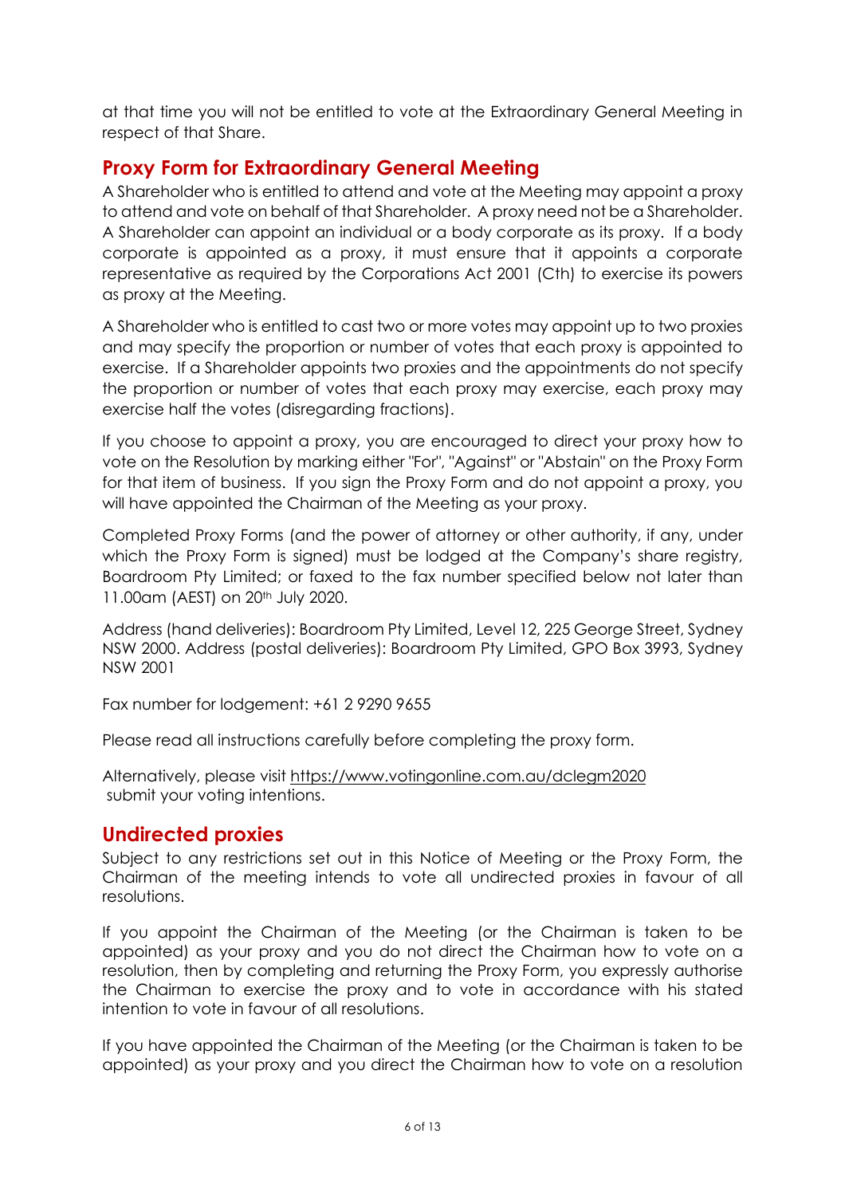at that time you will not be entitled to vote at the Extraordinary General Meeting in respect of that Share.

## Proxy Form for Extraordinary General Meeting

A Shareholder who is entitled to attend and vote at the Meeting may appoint a proxy to attend and vote on behalf of that Shareholder. A proxy need not be a Shareholder. A Shareholder can appoint an individual or a body corporate as its proxy. If a body corporate is appointed as a proxy, it must ensure that it appoints a corporate representative as required by the Corporations Act 2001 (Cth) to exercise its powers as proxy at the Meeting.

A Shareholder who is entitled to cast two or more votes may appoint up to two proxies and may specify the proportion or number of votes that each proxy is appointed to exercise. If a Shareholder appoints two proxies and the appointments do not specify the proportion or number of votes that each proxy may exercise, each proxy may exercise half the votes (disregarding fractions).

If you choose to appoint a proxy, you are encouraged to direct your proxy how to vote on the Resolution by marking either "For", "Against" or "Abstain" on the Proxy Form for that item of business. If you sign the Proxy Form and do not appoint a proxy, you will have appointed the Chairman of the Meeting as your proxy.

Completed Proxy Forms (and the power of attorney or other authority, if any, under which the Proxy Form is signed) must be lodged at the Company's share registry, Boardroom Pty Limited; or faxed to the fax number specified below not later than 11.00am (AEST) on 20th July 2020.

Address (hand deliveries): Boardroom Pty Limited, Level 12, 225 George Street, Sydney NSW 2000. Address (postal deliveries): Boardroom Pty Limited, GPO Box 3993, Sydney NSW 2001

Fax number for lodgement: +61 2 9290 9655

Please read all instructions carefully before completing the proxy form.

Alternatively, please visit https://www.votingonline.com.au/dclegm2020 submit your voting intentions.

## Undirected proxies

Subject to any restrictions set out in this Notice of Meeting or the Proxy Form, the Chairman of the meeting intends to vote all undirected proxies in favour of all resolutions.

If you appoint the Chairman of the Meeting (or the Chairman is taken to be appointed) as your proxy and you do not direct the Chairman how to vote on a resolution, then by completing and returning the Proxy Form, you expressly authorise the Chairman to exercise the proxy and to vote in accordance with his stated intention to vote in favour of all resolutions.

If you have appointed the Chairman of the Meeting (or the Chairman is taken to be appointed) as your proxy and you direct the Chairman how to vote on a resolution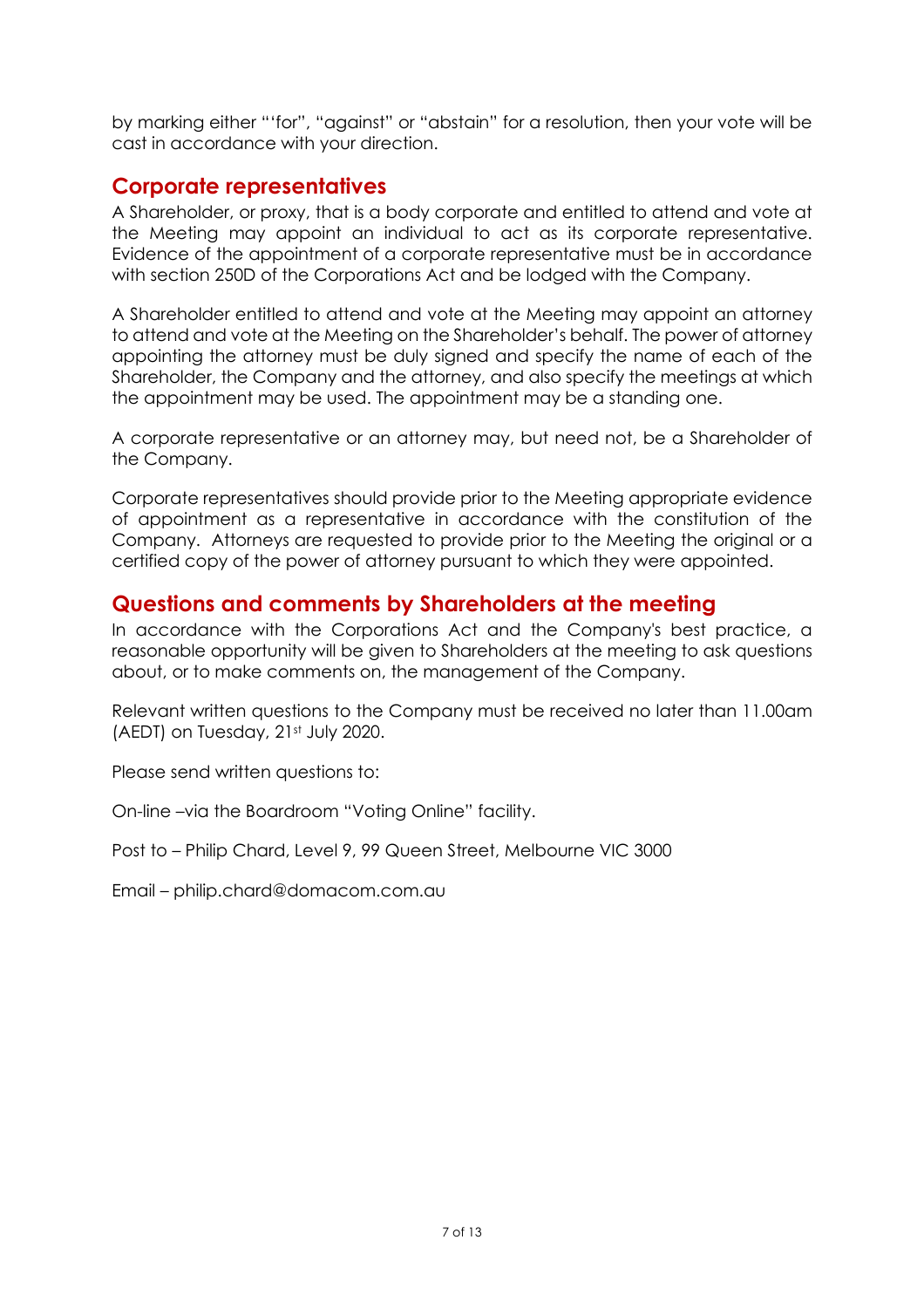by marking either "'for", "against" or "abstain" for a resolution, then your vote will be cast in accordance with your direction.

## Corporate representatives

A Shareholder, or proxy, that is a body corporate and entitled to attend and vote at the Meeting may appoint an individual to act as its corporate representative. Evidence of the appointment of a corporate representative must be in accordance with section 250D of the Corporations Act and be lodged with the Company.

A Shareholder entitled to attend and vote at the Meeting may appoint an attorney to attend and vote at the Meeting on the Shareholder's behalf. The power of attorney appointing the attorney must be duly signed and specify the name of each of the Shareholder, the Company and the attorney, and also specify the meetings at which the appointment may be used. The appointment may be a standing one.

A corporate representative or an attorney may, but need not, be a Shareholder of the Company.

Corporate representatives should provide prior to the Meeting appropriate evidence of appointment as a representative in accordance with the constitution of the Company. Attorneys are requested to provide prior to the Meeting the original or a certified copy of the power of attorney pursuant to which they were appointed.

## Questions and comments by Shareholders at the meeting

In accordance with the Corporations Act and the Company's best practice, a reasonable opportunity will be given to Shareholders at the meeting to ask questions about, or to make comments on, the management of the Company.

Relevant written questions to the Company must be received no later than 11.00am (AEDT) on Tuesday, 21st July 2020.

Please send written questions to:

On-line –via the Boardroom "Voting Online" facility.

Post to – Philip Chard, Level 9, 99 Queen Street, Melbourne VIC 3000

Email – philip.chard@domacom.com.au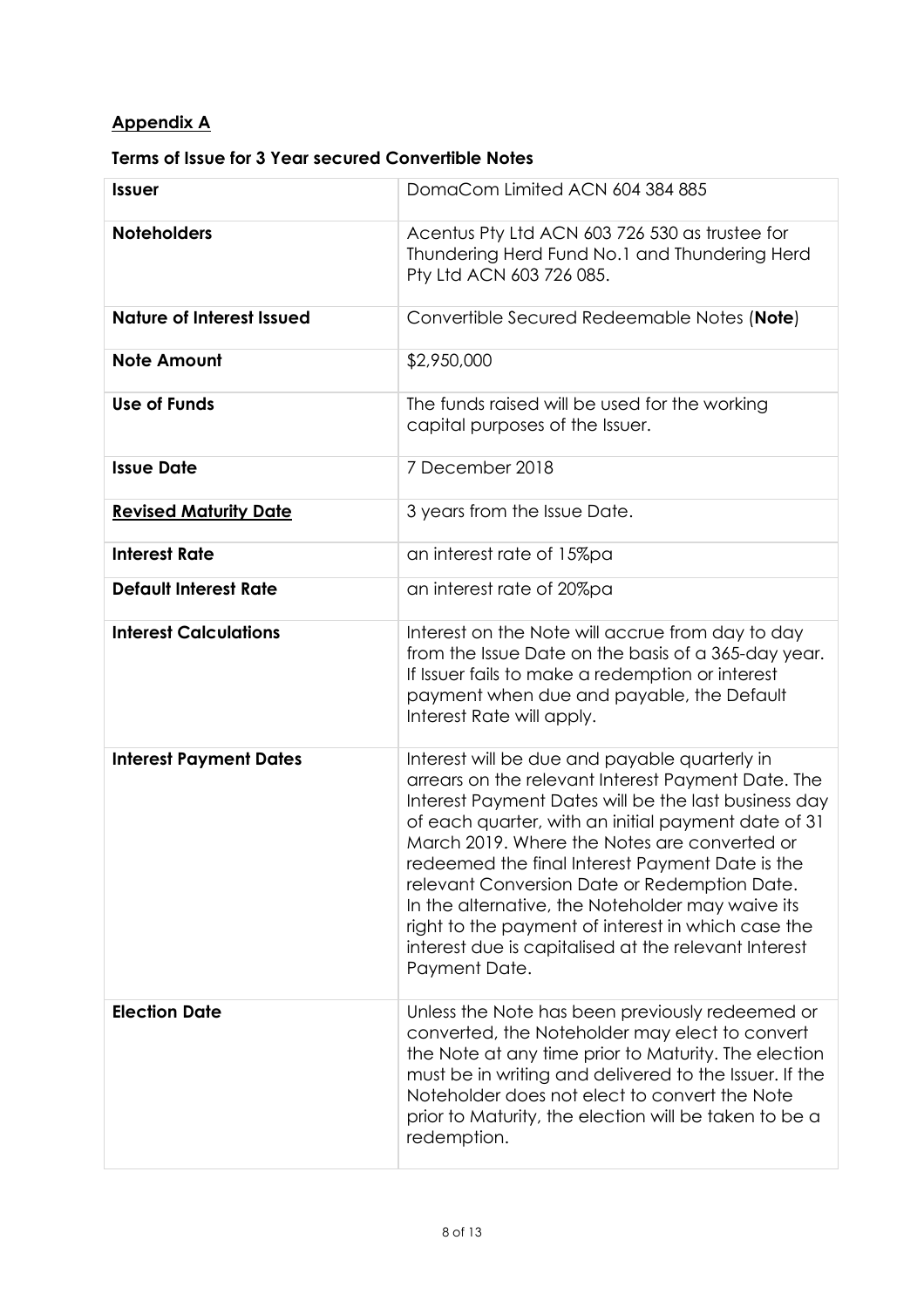**Appendix A**

**Terms of Issue for 3 Year secured Convertible Notes**

| **Issuer** | DomaCom Limited ACN 604 384 885 |
|---|---|
| **Noteholders** | Acentus Pty Ltd ACN 603 726 530 as trustee for Thundering Herd Fund No.1 and Thundering Herd Pty Ltd ACN 603 726 085. |
| **Nature of Interest Issued** | Convertible Secured Redeemable Notes (**Note**) |
| **Note Amount** | $2,950,000 |
| **Use of Funds** | The funds raised will be used for the working capital purposes of the Issuer. |
| **Issue Date** | 7 December 2018 |
| **Revised Maturity Date** | 3 years from the Issue Date. |
| **Interest Rate** | an interest rate of 15%pa |
| **Default Interest Rate** | an interest rate of 20%pa |
| **Interest Calculations** | Interest on the Note will accrue from day to day from the Issue Date on the basis of a 365-day year. If Issuer fails to make a redemption or interest payment when due and payable, the Default Interest Rate will apply. |
| **Interest Payment Dates** | Interest will be due and payable quarterly in arrears on the relevant Interest Payment Date. The Interest Payment Dates will be the last business day of each quarter, with an initial payment date of 31 March 2019. Where the Notes are converted or redeemed the final Interest Payment Date is the relevant Conversion Date or Redemption Date. In the alternative, the Noteholder may waive its right to the payment of interest in which case the interest due is capitalised at the relevant Interest Payment Date. |
| **Election Date** | Unless the Note has been previously redeemed or converted, the Noteholder may elect to convert the Note at any time prior to Maturity. The election must be in writing and delivered to the Issuer. If the Noteholder does not elect to convert the Note prior to Maturity, the election will be taken to be a redemption. |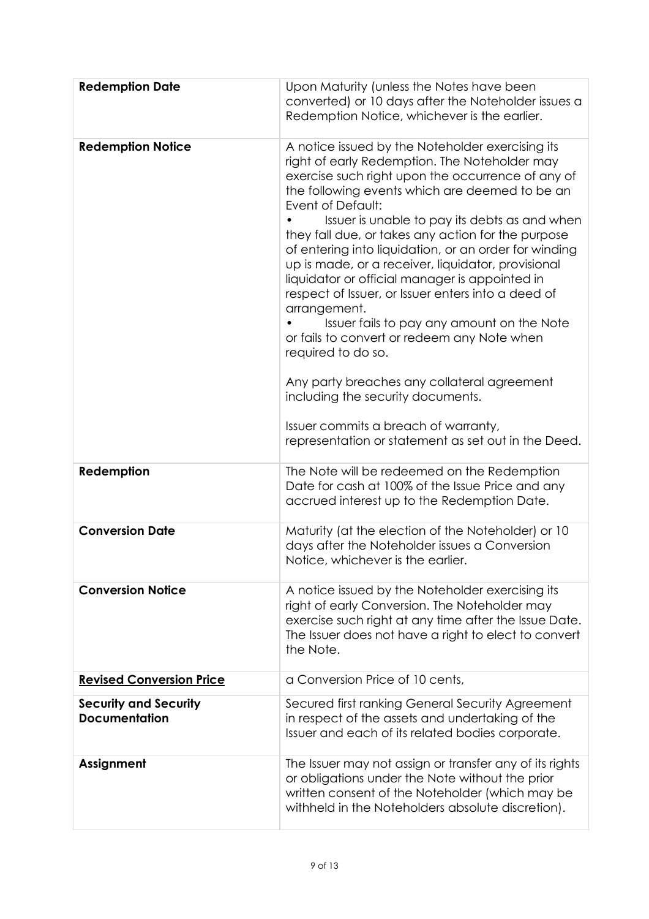| | |
|---|---|
| **Redemption Date** | Upon Maturity (unless the Notes have been converted) or 10 days after the Noteholder issues a Redemption Notice, whichever is the earlier. |
| **Redemption Notice** | A notice issued by the Noteholder exercising its right of early Redemption. The Noteholder may exercise such right upon the occurrence of any of the following events which are deemed to be an Event of Default:<br>• Issuer is unable to pay its debts as and when they fall due, or takes any action for the purpose of entering into liquidation, or an order for winding up is made, or a receiver, liquidator, provisional liquidator or official manager is appointed in respect of Issuer, or Issuer enters into a deed of arrangement.<br>• Issuer fails to pay any amount on the Note or fails to convert or redeem any Note when required to do so.<br><br>Any party breaches any collateral agreement including the security documents.<br><br>Issuer commits a breach of warranty, representation or statement as set out in the Deed. |
| **Redemption** | The Note will be redeemed on the Redemption Date for cash at 100% of the Issue Price and any accrued interest up to the Redemption Date. |
| **Conversion Date** | Maturity (at the election of the Noteholder) or 10 days after the Noteholder issues a Conversion Notice, whichever is the earlier. |
| **Conversion Notice** | A notice issued by the Noteholder exercising its right of early Conversion. The Noteholder may exercise such right at any time after the Issue Date. The Issuer does not have a right to elect to convert the Note. |
| **<u>Revised Conversion Price</u>** | a Conversion Price of 10 cents, |
| **Security and Security Documentation** | Secured first ranking General Security Agreement in respect of the assets and undertaking of the Issuer and each of its related bodies corporate. |
| **Assignment** | The Issuer may not assign or transfer any of its rights or obligations under the Note without the prior written consent of the Noteholder (which may be withheld in the Noteholders absolute discretion). |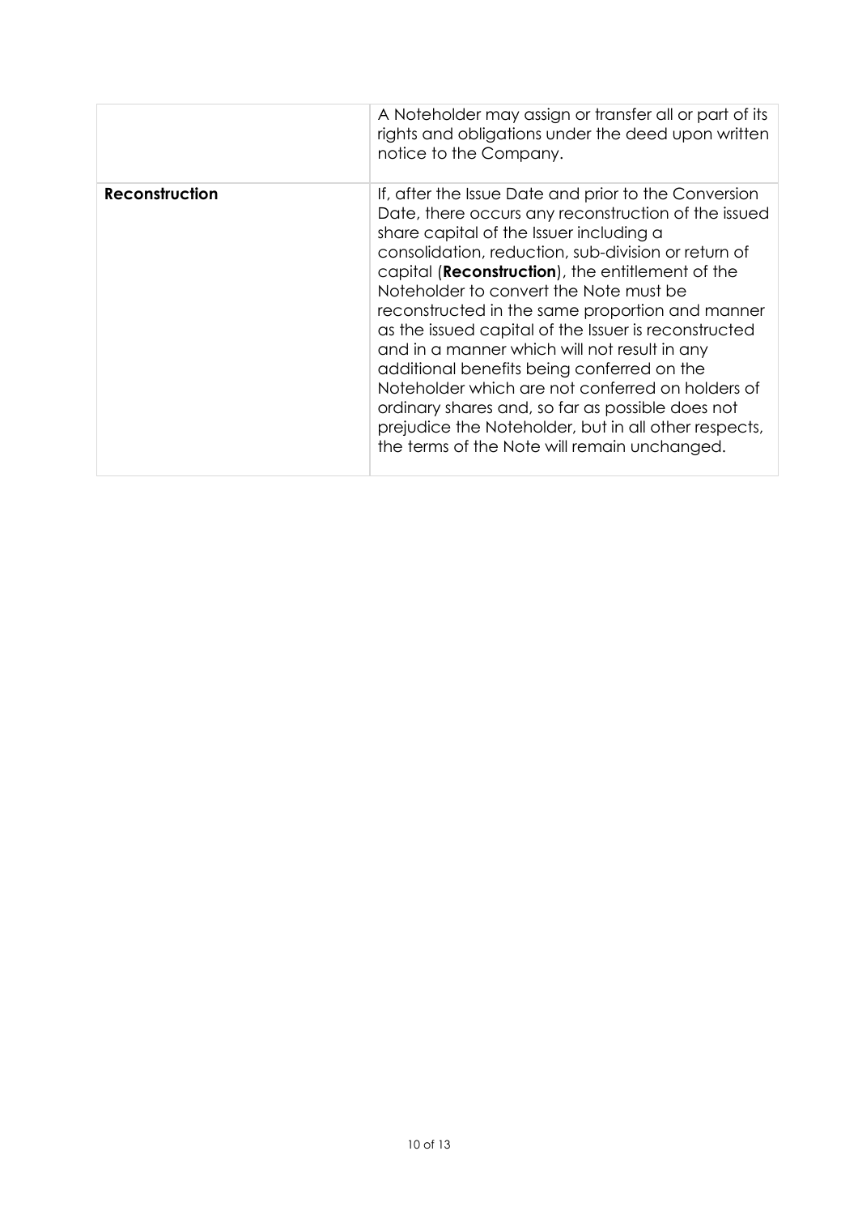|  |  |
| --- | --- |
|  | A Noteholder may assign or transfer all or part of its rights and obligations under the deed upon written notice to the Company. |
| **Reconstruction** | If, after the Issue Date and prior to the Conversion Date, there occurs any reconstruction of the issued share capital of the Issuer including a consolidation, reduction, sub-division or return of capital (**Reconstruction**), the entitlement of the Noteholder to convert the Note must be reconstructed in the same proportion and manner as the issued capital of the Issuer is reconstructed and in a manner which will not result in any additional benefits being conferred on the Noteholder which are not conferred on holders of ordinary shares and, so far as possible does not prejudice the Noteholder, but in all other respects, the terms of the Note will remain unchanged. |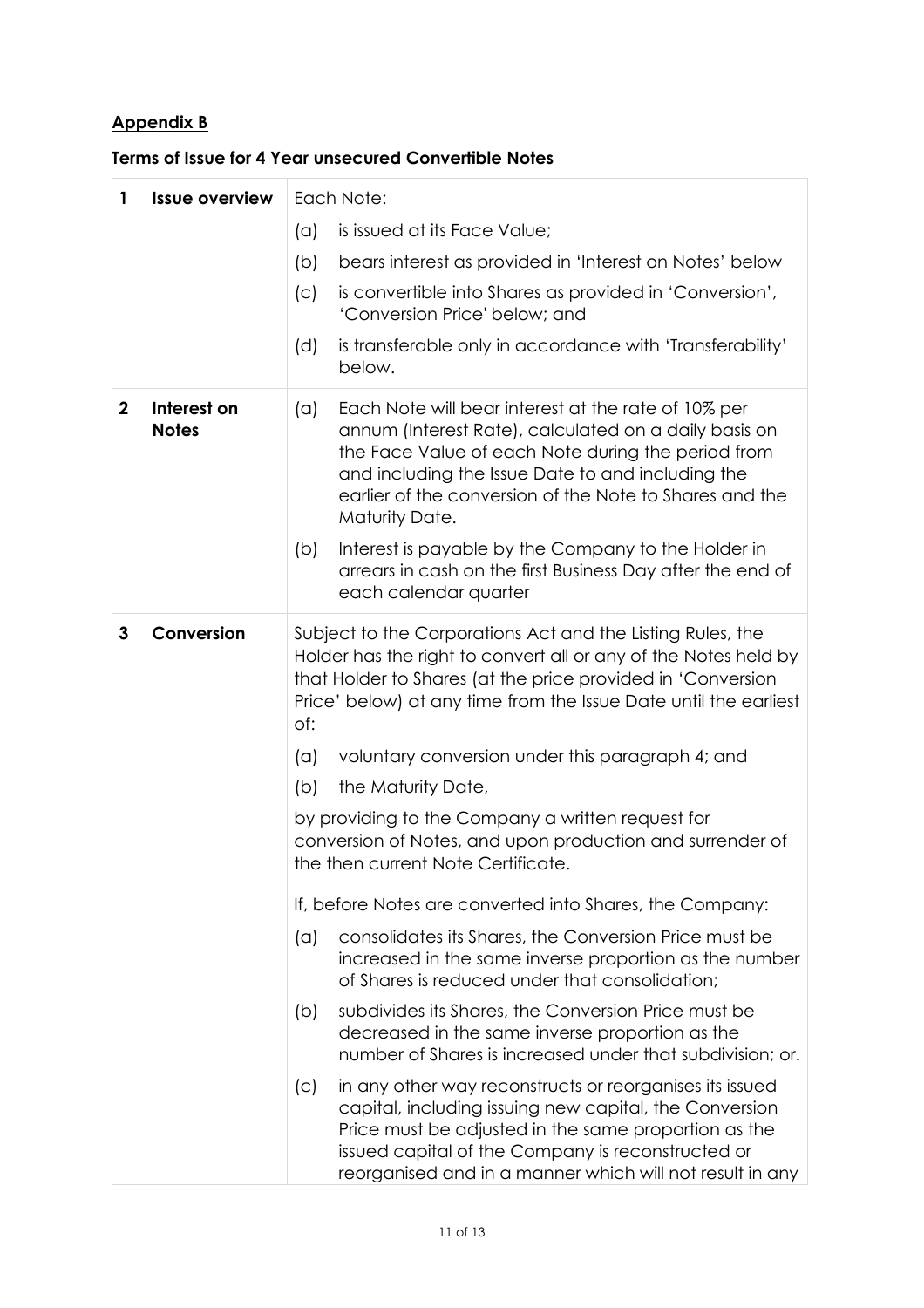**Appendix B**

**Terms of Issue for 4 Year unsecured Convertible Notes**

| | | |
|---|---|---|
| **1** | **Issue overview** | Each Note:<br>(a) is issued at its Face Value;<br>(b) bears interest as provided in 'Interest on Notes' below<br>(c) is convertible into Shares as provided in 'Conversion', 'Conversion Price' below; and<br>(d) is transferable only in accordance with 'Transferability' below. |
| **2** | **Interest on Notes** | (a) Each Note will bear interest at the rate of 10% per annum (Interest Rate), calculated on a daily basis on the Face Value of each Note during the period from and including the Issue Date to and including the earlier of the conversion of the Note to Shares and the Maturity Date.<br>(b) Interest is payable by the Company to the Holder in arrears in cash on the first Business Day after the end of each calendar quarter |
| **3** | **Conversion** | Subject to the Corporations Act and the Listing Rules, the Holder has the right to convert all or any of the Notes held by that Holder to Shares (at the price provided in 'Conversion Price' below) at any time from the Issue Date until the earliest of:<br>(a) voluntary conversion under this paragraph 4; and<br>(b) the Maturity Date,<br>by providing to the Company a written request for conversion of Notes, and upon production and surrender of the then current Note Certificate.<br>If, before Notes are converted into Shares, the Company:<br>(a) consolidates its Shares, the Conversion Price must be increased in the same inverse proportion as the number of Shares is reduced under that consolidation;<br>(b) subdivides its Shares, the Conversion Price must be decreased in the same inverse proportion as the number of Shares is increased under that subdivision; or.<br>(c) in any other way reconstructs or reorganises its issued capital, including issuing new capital, the Conversion Price must be adjusted in the same proportion as the issued capital of the Company is reconstructed or reorganised and in a manner which will not result in any |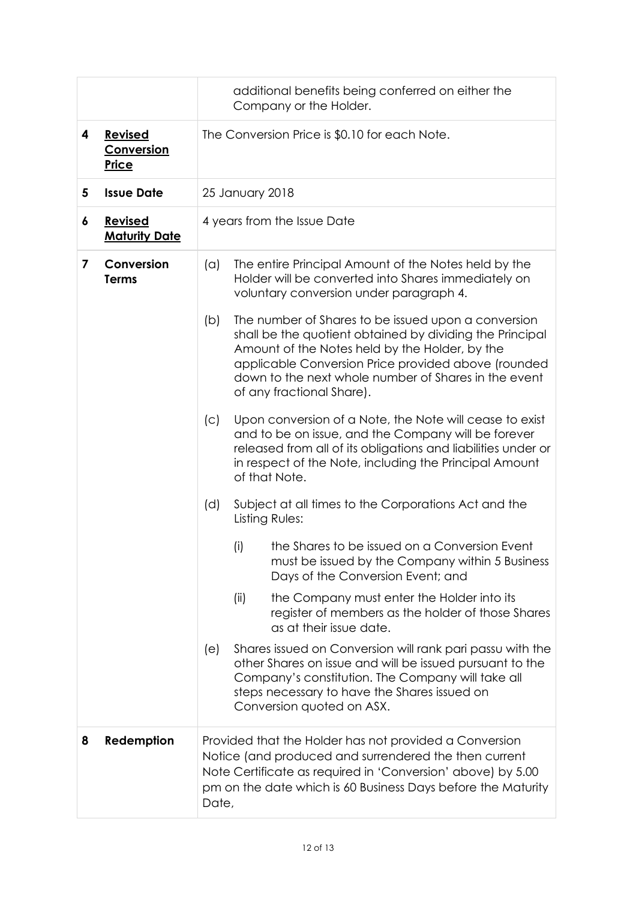| | | |
|---|---|---|
| | | additional benefits being conferred on either the Company or the Holder. |
| 4 | **Revised Conversion Price** | The Conversion Price is $0.10 for each Note. |
| 5 | **Issue Date** | 25 January 2018 |
| 6 | **Revised Maturity Date** | 4 years from the Issue Date |
| 7 | **Conversion Terms** | (a) The entire Principal Amount of the Notes held by the Holder will be converted into Shares immediately on voluntary conversion under paragraph 4.<br><br>(b) The number of Shares to be issued upon a conversion shall be the quotient obtained by dividing the Principal Amount of the Notes held by the Holder, by the applicable Conversion Price provided above (rounded down to the next whole number of Shares in the event of any fractional Share).<br><br>(c) Upon conversion of a Note, the Note will cease to exist and to be on issue, and the Company will be forever released from all of its obligations and liabilities under or in respect of the Note, including the Principal Amount of that Note.<br><br>(d) Subject at all times to the Corporations Act and the Listing Rules:<br><br>(i) the Shares to be issued on a Conversion Event must be issued by the Company within 5 Business Days of the Conversion Event; and<br><br>(ii) the Company must enter the Holder into its register of members as the holder of those Shares as at their issue date.<br><br>(e) Shares issued on Conversion will rank pari passu with the other Shares on issue and will be issued pursuant to the Company's constitution. The Company will take all steps necessary to have the Shares issued on Conversion quoted on ASX. |
| 8 | **Redemption** | Provided that the Holder has not provided a Conversion Notice (and produced and surrendered the then current Note Certificate as required in 'Conversion' above) by 5.00 pm on the date which is 60 Business Days before the Maturity Date, |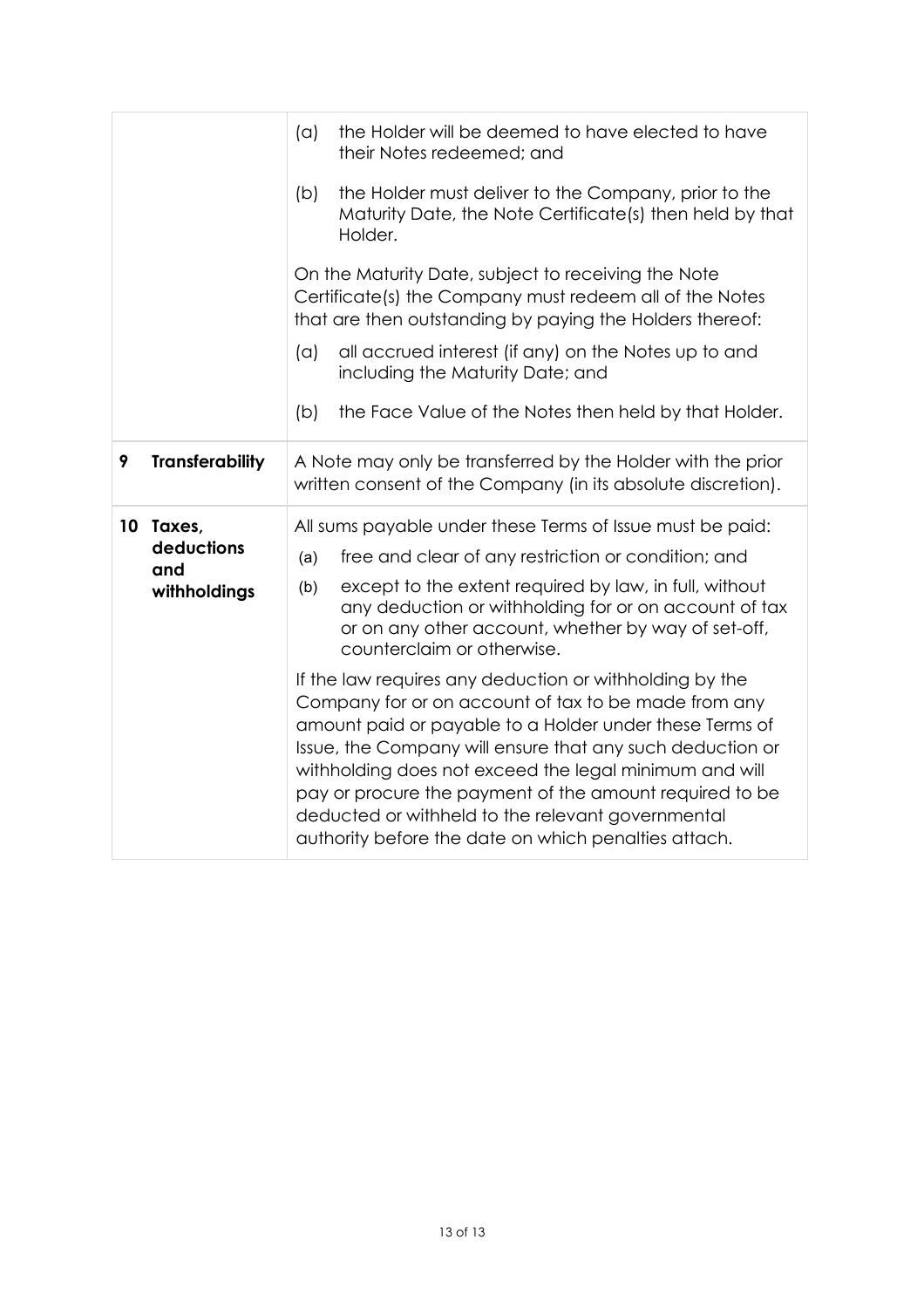| | | |
|---|---|---|
| | | (a) the Holder will be deemed to have elected to have their Notes redeemed; and<br><br>(b) the Holder must deliver to the Company, prior to the Maturity Date, the Note Certificate(s) then held by that Holder.<br><br>On the Maturity Date, subject to receiving the Note Certificate(s) the Company must redeem all of the Notes that are then outstanding by paying the Holders thereof:<br><br>(a) all accrued interest (if any) on the Notes up to and including the Maturity Date; and<br><br>(b) the Face Value of the Notes then held by that Holder. |
| **9** | **Transferability** | A Note may only be transferred by the Holder with the prior written consent of the Company (in its absolute discretion). |
| **10** | **Taxes, deductions and withholdings** | All sums payable under these Terms of Issue must be paid:<br><br>(a) free and clear of any restriction or condition; and<br><br>(b) except to the extent required by law, in full, without any deduction or withholding for or on account of tax or on any other account, whether by way of set-off, counterclaim or otherwise.<br><br>If the law requires any deduction or withholding by the Company for or on account of tax to be made from any amount paid or payable to a Holder under these Terms of Issue, the Company will ensure that any such deduction or withholding does not exceed the legal minimum and will pay or procure the payment of the amount required to be deducted or withheld to the relevant governmental authority before the date on which penalties attach. |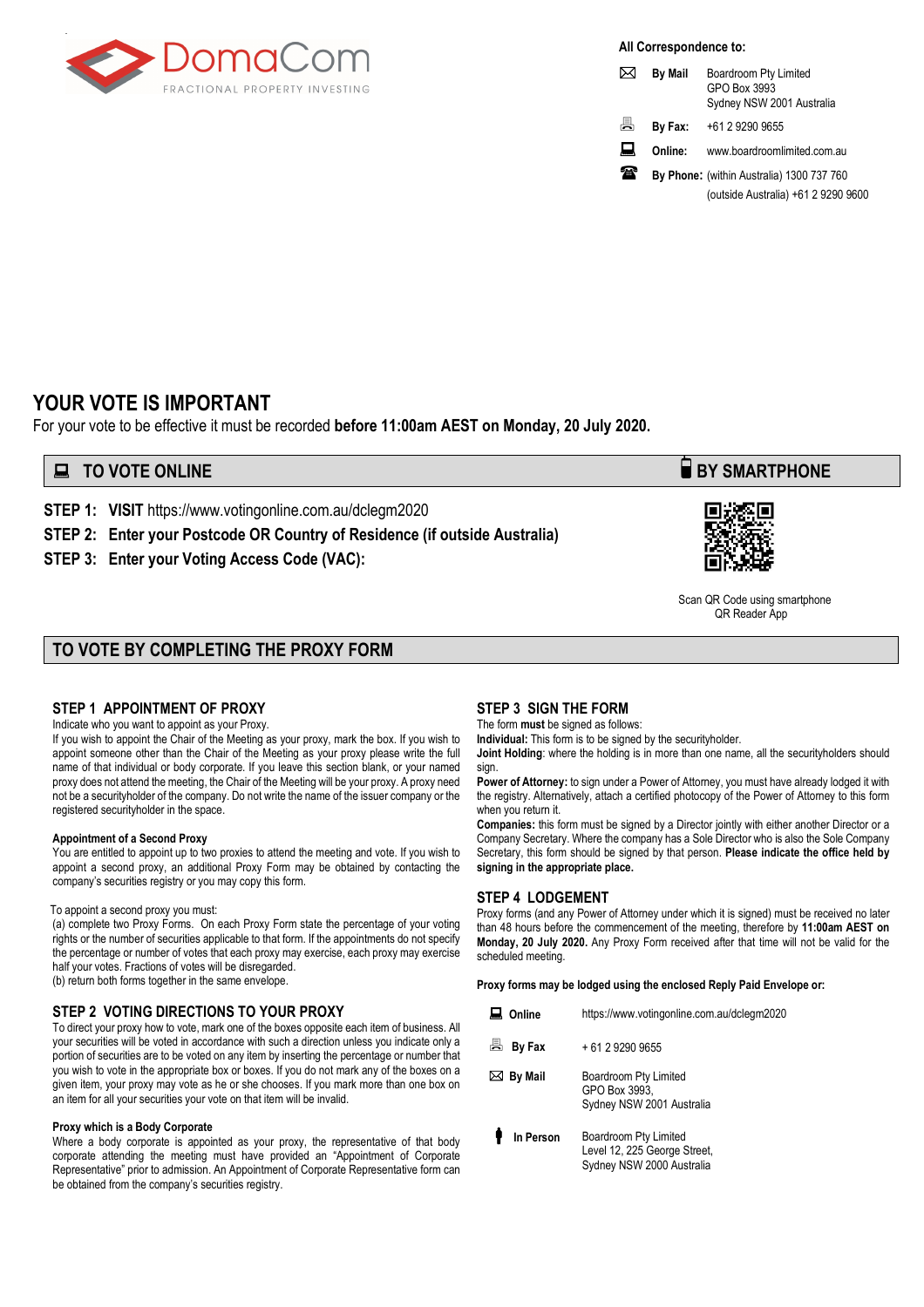DomaCom
FRACTIONAL PROPERTY INVESTING

**All Correspondence to:**

| | |
|---|---|
| **By Mail** | Boardroom Pty Limited<br>GPO Box 3993<br>Sydney NSW 2001 Australia |
| **By Fax:** | +61 2 9290 9655 |
| **Online:** | www.boardroomlimited.com.au |
| **By Phone:** | (within Australia) 1300 737 760<br>(outside Australia) +61 2 9290 9600 |

# YOUR VOTE IS IMPORTANT

For your vote to be effective it must be recorded **before 11:00am AEST on Monday, 20 July 2020.**

## TO VOTE ONLINE

**STEP 1: VISIT** https://www.votingonline.com.au/dclegm2020

**STEP 2: Enter your Postcode OR Country of Residence (if outside Australia)**

**STEP 3: Enter your Voting Access Code (VAC):**

## BY SMARTPHONE

Scan QR Code using smartphone QR Reader App

## TO VOTE BY COMPLETING THE PROXY FORM

### STEP 1 APPOINTMENT OF PROXY

Indicate who you want to appoint as your Proxy.

If you wish to appoint the Chair of the Meeting as your proxy, mark the box. If you wish to appoint someone other than the Chair of the Meeting as your proxy please write the full name of that individual or body corporate. If you leave this section blank, or your named proxy does not attend the meeting, the Chair of the Meeting will be your proxy. A proxy need not be a securityholder of the company. Do not write the name of the issuer company or the registered securityholder in the space.

**Appointment of a Second Proxy**

You are entitled to appoint up to two proxies to attend the meeting and vote. If you wish to appoint a second proxy, an additional Proxy Form may be obtained by contacting the company's securities registry or you may copy this form.

To appoint a second proxy you must:

(a) complete two Proxy Forms. On each Proxy Form state the percentage of your voting rights or the number of securities applicable to that form. If the appointments do not specify the percentage or number of votes that each proxy may exercise, each proxy may exercise half your votes. Fractions of votes will be disregarded.

(b) return both forms together in the same envelope.

### STEP 2 VOTING DIRECTIONS TO YOUR PROXY

To direct your proxy how to vote, mark one of the boxes opposite each item of business. All your securities will be voted in accordance with such a direction unless you indicate only a portion of securities are to be voted on any item by inserting the percentage or number that you wish to vote in the appropriate box or boxes. If you do not mark any of the boxes on a given item, your proxy may vote as he or she chooses. If you mark more than one box on an item for all your securities your vote on that item will be invalid.

**Proxy which is a Body Corporate**

Where a body corporate is appointed as your proxy, the representative of that body corporate attending the meeting must have provided an "Appointment of Corporate Representative" prior to admission. An Appointment of Corporate Representative form can be obtained from the company's securities registry.

### STEP 3 SIGN THE FORM

The form **must** be signed as follows:

**Individual:** This form is to be signed by the securityholder.

**Joint Holding**: where the holding is in more than one name, all the securityholders should sign.

**Power of Attorney:** to sign under a Power of Attorney, you must have already lodged it with the registry. Alternatively, attach a certified photocopy of the Power of Attorney to this form when you return it.

**Companies:** this form must be signed by a Director jointly with either another Director or a Company Secretary. Where the company has a Sole Director who is also the Sole Company Secretary, this form should be signed by that person. **Please indicate the office held by signing in the appropriate place.**

### STEP 4 LODGEMENT

Proxy forms (and any Power of Attorney under which it is signed) must be received no later than 48 hours before the commencement of the meeting, therefore by **11:00am AEST on Monday, 20 July 2020.** Any Proxy Form received after that time will not be valid for the scheduled meeting.

**Proxy forms may be lodged using the enclosed Reply Paid Envelope or:**

| | |
|---|---|
| **Online** | https://www.votingonline.com.au/dclegm2020 |
| **By Fax** | + 61 2 9290 9655 |
| **By Mail** | Boardroom Pty Limited<br>GPO Box 3993,<br>Sydney NSW 2001 Australia |
| **In Person** | Boardroom Pty Limited<br>Level 12, 225 George Street,<br>Sydney NSW 2000 Australia |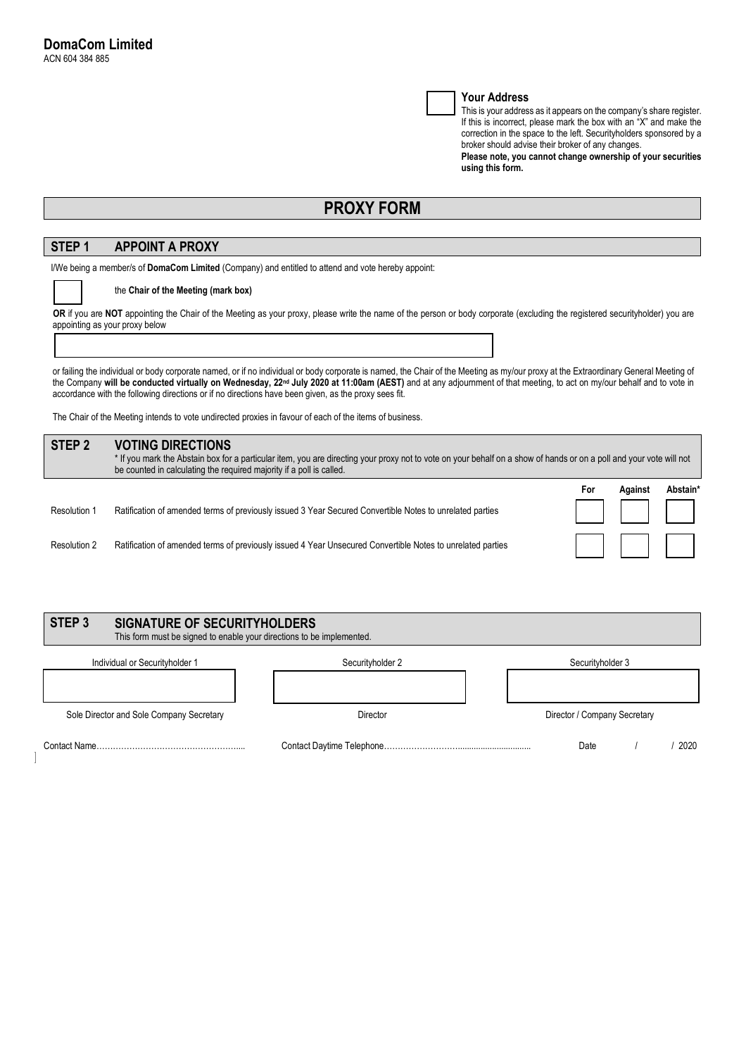**DomaCom Limited**
ACN 604 384 885

**Your Address**
This is your address as it appears on the company's share register. If this is incorrect, please mark the box with an "X" and make the correction in the space to the left. Securityholders sponsored by a broker should advise their broker of any changes.
**Please note, you cannot change ownership of your securities using this form.**

# PROXY FORM

## STEP 1 APPOINT A PROXY

I/We being a member/s of **DomaCom Limited** (Company) and entitled to attend and vote hereby appoint:

the **Chair of the Meeting (mark box)**

**OR** if you are **NOT** appointing the Chair of the Meeting as your proxy, please write the name of the person or body corporate (excluding the registered securityholder) you are appointing as your proxy below

or failing the individual or body corporate named, or if no individual or body corporate is named, the Chair of the Meeting as my/our proxy at the Extraordinary General Meeting of the Company **will be conducted virtually on Wednesday, 22nd July 2020 at 11:00am (AEST)** and at any adjournment of that meeting, to act on my/our behalf and to vote in accordance with the following directions or if no directions have been given, as the proxy sees fit.

The Chair of the Meeting intends to vote undirected proxies in favour of each of the items of business.

## STEP 2 VOTING DIRECTIONS

* If you mark the Abstain box for a particular item, you are directing your proxy not to vote on your behalf on a show of hands or on a poll and your vote will not be counted in calculating the required majority if a poll is called.

| | | For | Against | Abstain* |
|---|---|---|---|---|
| Resolution 1 | Ratification of amended terms of previously issued 3 Year Secured Convertible Notes to unrelated parties | | | |
| Resolution 2 | Ratification of amended terms of previously issued 4 Year Unsecured Convertible Notes to unrelated parties | | | |

## STEP 3 SIGNATURE OF SECURITYHOLDERS

This form must be signed to enable your directions to be implemented.

| Individual or Securityholder 1 | Securityholder 2 | Securityholder 3 |
|---|---|---|
| | | |
| Sole Director and Sole Company Secretary | Director | Director / Company Secretary |

Contact Name…………………………………………... Contact Daytime Telephone……………………............................... Date / / 2020